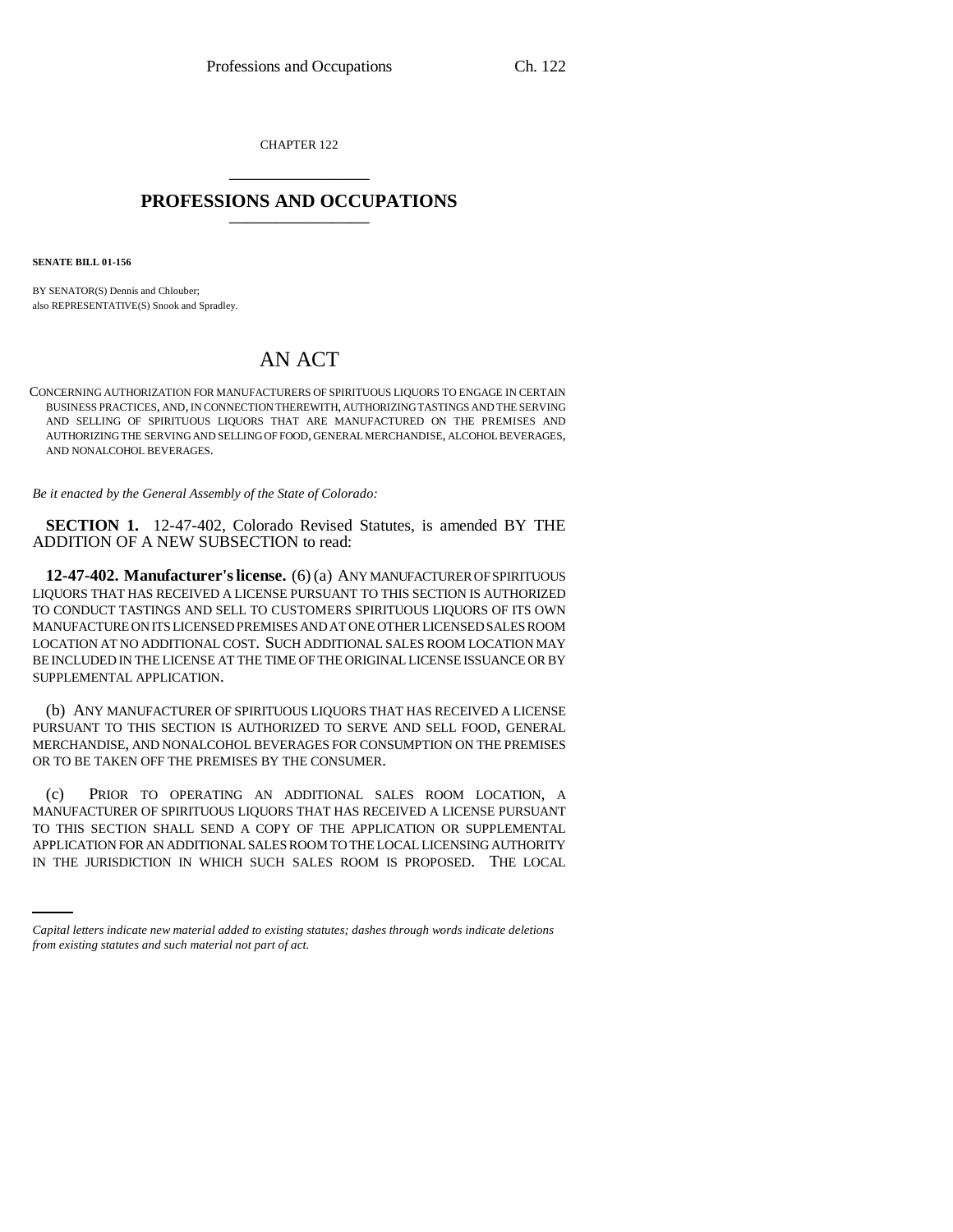CHAPTER 122

# PROFESSIONS AND OCCUPATIONS

**SENATE BILL 01-156**

BY SENATOR(S) Dennis and Chlouber;
also REPRESENTATIVE(S) Snook and Spradley.

# AN ACT

CONCERNING AUTHORIZATION FOR MANUFACTURERS OF SPIRITUOUS LIQUORS TO ENGAGE IN CERTAIN BUSINESS PRACTICES, AND, IN CONNECTION THEREWITH, AUTHORIZING TASTINGS AND THE SERVING AND SELLING OF SPIRITUOUS LIQUORS THAT ARE MANUFACTURED ON THE PREMISES AND AUTHORIZING THE SERVING AND SELLING OF FOOD, GENERAL MERCHANDISE, ALCOHOL BEVERAGES, AND NONALCOHOL BEVERAGES.

*Be it enacted by the General Assembly of the State of Colorado:*

**SECTION 1.** 12-47-402, Colorado Revised Statutes, is amended BY THE ADDITION OF A NEW SUBSECTION to read:

**12-47-402. Manufacturer's license.** (6) (a) ANY MANUFACTURER OF SPIRITUOUS LIQUORS THAT HAS RECEIVED A LICENSE PURSUANT TO THIS SECTION IS AUTHORIZED TO CONDUCT TASTINGS AND SELL TO CUSTOMERS SPIRITUOUS LIQUORS OF ITS OWN MANUFACTURE ON ITS LICENSED PREMISES AND AT ONE OTHER LICENSED SALES ROOM LOCATION AT NO ADDITIONAL COST. SUCH ADDITIONAL SALES ROOM LOCATION MAY BE INCLUDED IN THE LICENSE AT THE TIME OF THE ORIGINAL LICENSE ISSUANCE OR BY SUPPLEMENTAL APPLICATION.

(b) ANY MANUFACTURER OF SPIRITUOUS LIQUORS THAT HAS RECEIVED A LICENSE PURSUANT TO THIS SECTION IS AUTHORIZED TO SERVE AND SELL FOOD, GENERAL MERCHANDISE, AND NONALCOHOL BEVERAGES FOR CONSUMPTION ON THE PREMISES OR TO BE TAKEN OFF THE PREMISES BY THE CONSUMER.

(c) PRIOR TO OPERATING AN ADDITIONAL SALES ROOM LOCATION, A MANUFACTURER OF SPIRITUOUS LIQUORS THAT HAS RECEIVED A LICENSE PURSUANT TO THIS SECTION SHALL SEND A COPY OF THE APPLICATION OR SUPPLEMENTAL APPLICATION FOR AN ADDITIONAL SALES ROOM TO THE LOCAL LICENSING AUTHORITY IN THE JURISDICTION IN WHICH SUCH SALES ROOM IS PROPOSED. THE LOCAL

*Capital letters indicate new material added to existing statutes; dashes through words indicate deletions from existing statutes and such material not part of act.*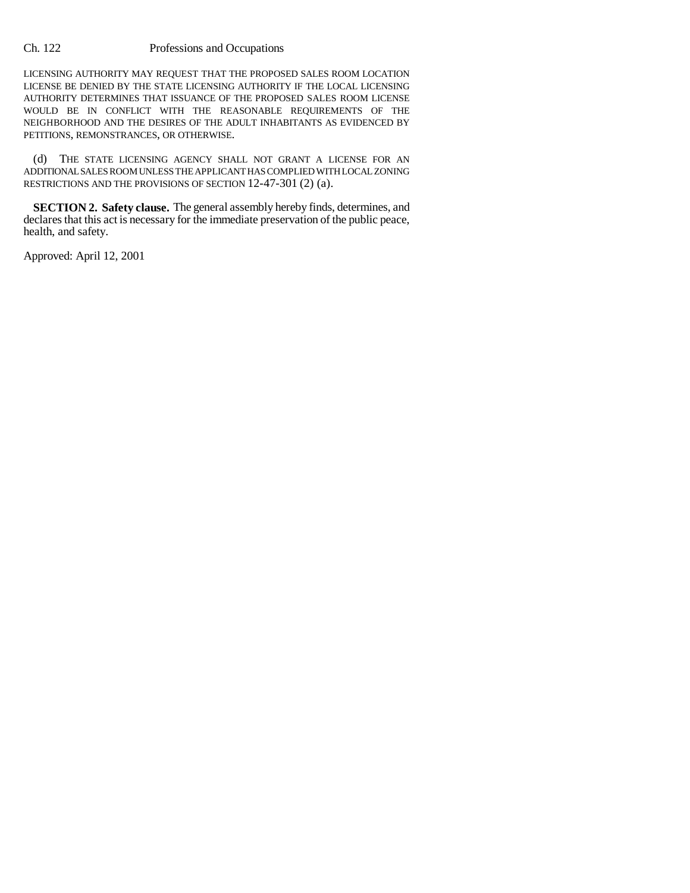LICENSING AUTHORITY MAY REQUEST THAT THE PROPOSED SALES ROOM LOCATION LICENSE BE DENIED BY THE STATE LICENSING AUTHORITY IF THE LOCAL LICENSING AUTHORITY DETERMINES THAT ISSUANCE OF THE PROPOSED SALES ROOM LICENSE WOULD BE IN CONFLICT WITH THE REASONABLE REQUIREMENTS OF THE NEIGHBORHOOD AND THE DESIRES OF THE ADULT INHABITANTS AS EVIDENCED BY PETITIONS, REMONSTRANCES, OR OTHERWISE.

(d) THE STATE LICENSING AGENCY SHALL NOT GRANT A LICENSE FOR AN ADDITIONAL SALES ROOM UNLESS THE APPLICANT HAS COMPLIED WITH LOCAL ZONING RESTRICTIONS AND THE PROVISIONS OF SECTION 12-47-301 (2) (a).

**SECTION 2. Safety clause.** The general assembly hereby finds, determines, and declares that this act is necessary for the immediate preservation of the public peace, health, and safety.

Approved: April 12, 2001